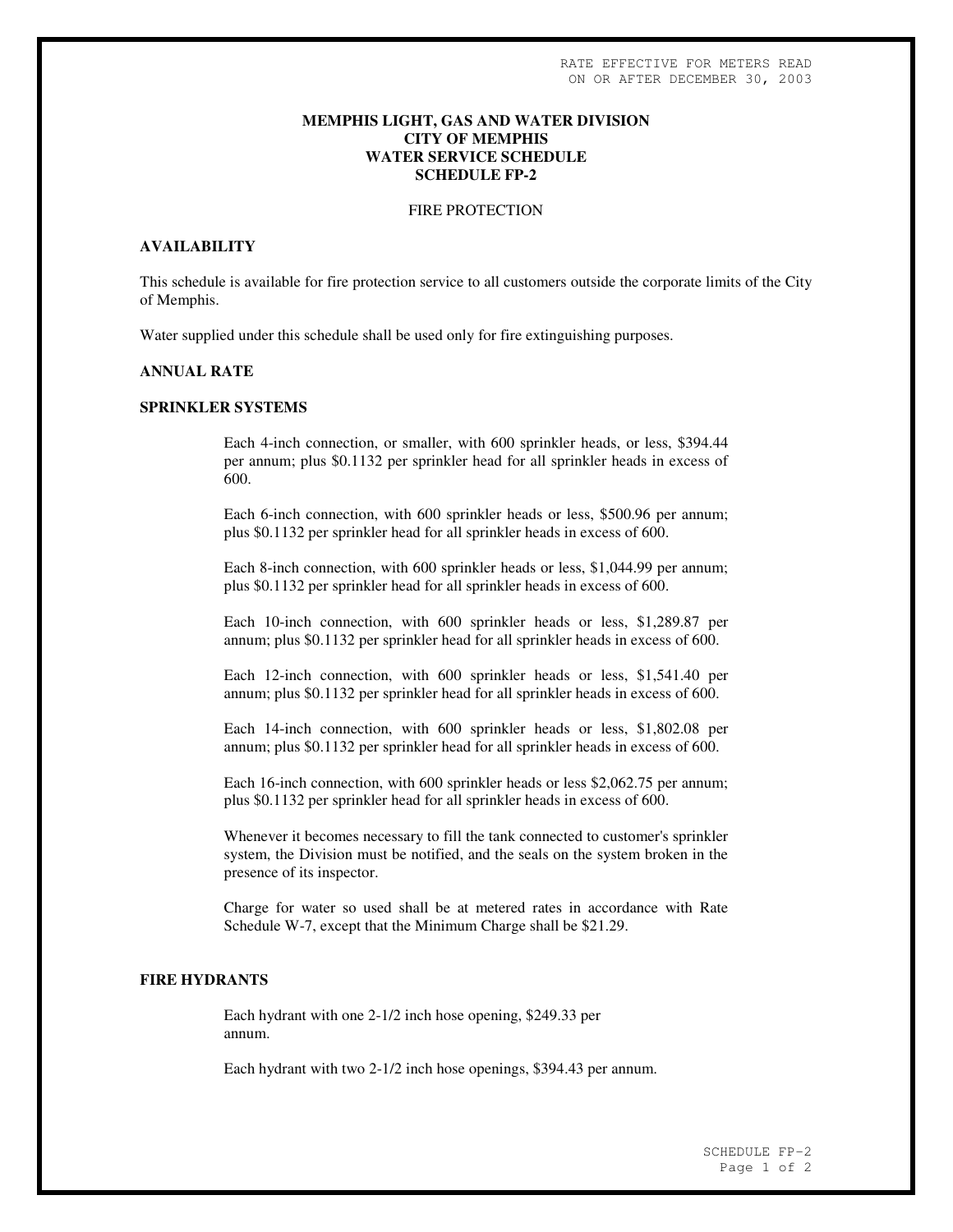RATE EFFECTIVE FOR METERS READ
ON OR AFTER DECEMBER 30, 2003

# MEMPHIS LIGHT, GAS AND WATER DIVISION
# CITY OF MEMPHIS
# WATER SERVICE SCHEDULE
# SCHEDULE FP-2

FIRE PROTECTION

## AVAILABILITY

This schedule is available for fire protection service to all customers outside the corporate limits of the City of Memphis.

Water supplied under this schedule shall be used only for fire extinguishing purposes.

## ANNUAL RATE

## SPRINKLER SYSTEMS

Each 4-inch connection, or smaller, with 600 sprinkler heads, or less, $394.44 per annum; plus $0.1132 per sprinkler head for all sprinkler heads in excess of 600.

Each 6-inch connection, with 600 sprinkler heads or less, $500.96 per annum; plus $0.1132 per sprinkler head for all sprinkler heads in excess of 600.

Each 8-inch connection, with 600 sprinkler heads or less, $1,044.99 per annum; plus $0.1132 per sprinkler head for all sprinkler heads in excess of 600.

Each 10-inch connection, with 600 sprinkler heads or less, $1,289.87 per annum; plus $0.1132 per sprinkler head for all sprinkler heads in excess of 600.

Each 12-inch connection, with 600 sprinkler heads or less, $1,541.40 per annum; plus $0.1132 per sprinkler head for all sprinkler heads in excess of 600.

Each 14-inch connection, with 600 sprinkler heads or less, $1,802.08 per annum; plus $0.1132 per sprinkler head for all sprinkler heads in excess of 600.

Each 16-inch connection, with 600 sprinkler heads or less $2,062.75 per annum; plus $0.1132 per sprinkler head for all sprinkler heads in excess of 600.

Whenever it becomes necessary to fill the tank connected to customer's sprinkler system, the Division must be notified, and the seals on the system broken in the presence of its inspector.

Charge for water so used shall be at metered rates in accordance with Rate Schedule W-7, except that the Minimum Charge shall be $21.29.

## FIRE HYDRANTS

Each hydrant with one 2-1/2 inch hose opening, $249.33 per annum.

Each hydrant with two 2-1/2 inch hose openings, $394.43 per annum.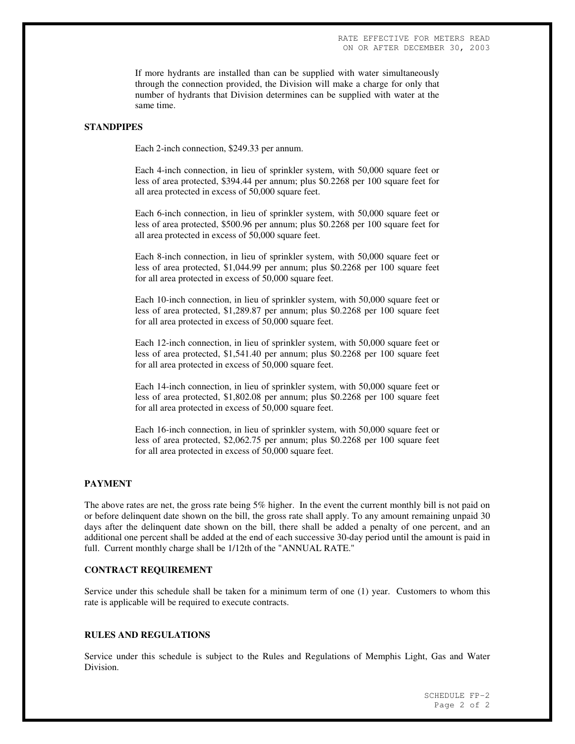RATE EFFECTIVE FOR METERS READ ON OR AFTER DECEMBER 30, 2003

If more hydrants are installed than can be supplied with water simultaneously through the connection provided, the Division will make a charge for only that number of hydrants that Division determines can be supplied with water at the same time.

**STANDPIPES**

Each 2-inch connection, $249.33 per annum.

Each 4-inch connection, in lieu of sprinkler system, with 50,000 square feet or less of area protected, $394.44 per annum; plus $0.2268 per 100 square feet for all area protected in excess of 50,000 square feet.

Each 6-inch connection, in lieu of sprinkler system, with 50,000 square feet or less of area protected, $500.96 per annum; plus $0.2268 per 100 square feet for all area protected in excess of 50,000 square feet.

Each 8-inch connection, in lieu of sprinkler system, with 50,000 square feet or less of area protected, $1,044.99 per annum; plus $0.2268 per 100 square feet for all area protected in excess of 50,000 square feet.

Each 10-inch connection, in lieu of sprinkler system, with 50,000 square feet or less of area protected, $1,289.87 per annum; plus $0.2268 per 100 square feet for all area protected in excess of 50,000 square feet.

Each 12-inch connection, in lieu of sprinkler system, with 50,000 square feet or less of area protected, $1,541.40 per annum; plus $0.2268 per 100 square feet for all area protected in excess of 50,000 square feet.

Each 14-inch connection, in lieu of sprinkler system, with 50,000 square feet or less of area protected, $1,802.08 per annum; plus $0.2268 per 100 square feet for all area protected in excess of 50,000 square feet.

Each 16-inch connection, in lieu of sprinkler system, with 50,000 square feet or less of area protected, $2,062.75 per annum; plus $0.2268 per 100 square feet for all area protected in excess of 50,000 square feet.

**PAYMENT**

The above rates are net, the gross rate being 5% higher. In the event the current monthly bill is not paid on or before delinquent date shown on the bill, the gross rate shall apply. To any amount remaining unpaid 30 days after the delinquent date shown on the bill, there shall be added a penalty of one percent, and an additional one percent shall be added at the end of each successive 30-day period until the amount is paid in full. Current monthly charge shall be 1/12th of the "ANNUAL RATE."

**CONTRACT REQUIREMENT**

Service under this schedule shall be taken for a minimum term of one (1) year. Customers to whom this rate is applicable will be required to execute contracts.

**RULES AND REGULATIONS**

Service under this schedule is subject to the Rules and Regulations of Memphis Light, Gas and Water Division.

SCHEDULE FP-2